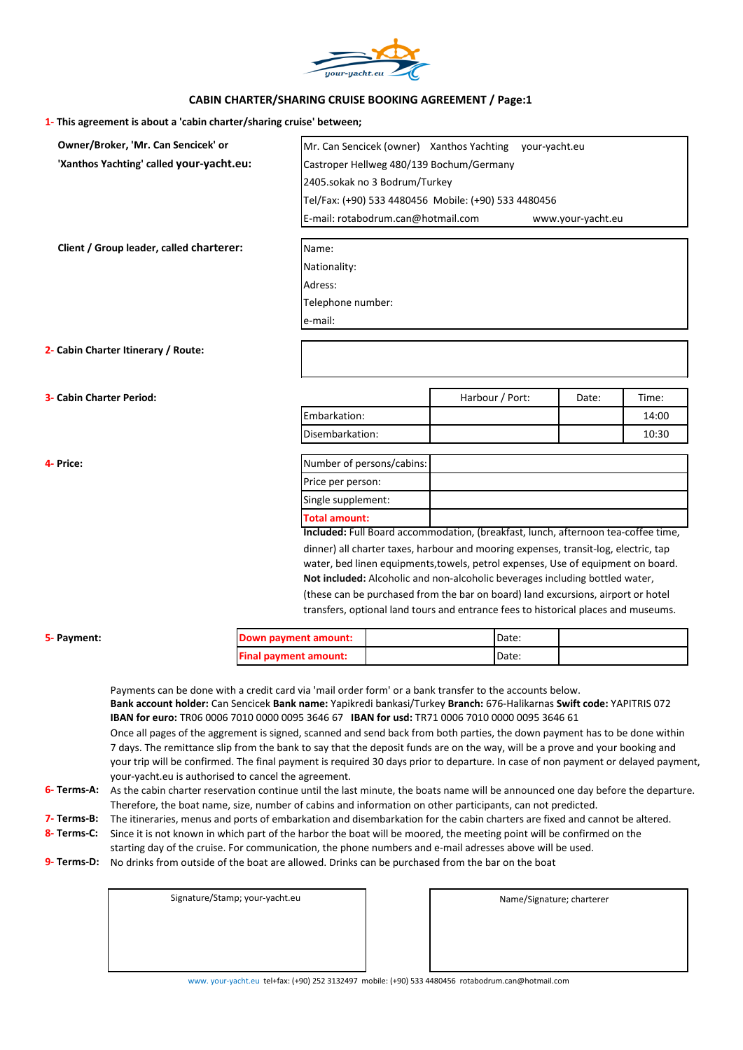## CABIN CHARTER/SHARING CRUISE BOOKING AGREEMENT / Page:1

**1- This agreement is about a 'cabin charter/sharing cruise' between;**

**Owner/Broker, 'Mr. Can Sencicek' or 'Xanthos Yachting' called your-yacht.eu:**

Mr. Can Sencicek (owner) Xanthos Yachting your-yacht.eu
Castroper Hellweg 480/139 Bochum/Germany
2405.sokak no 3 Bodrum/Turkey
Tel/Fax: (+90) 533 4480456 Mobile: (+90) 533 4480456
E-mail: rotabodrum.can@hotmail.com www.your-yacht.eu

**Client / Group leader, called charterer:**

Name:
Nationality:
Adress:
Telephone number:
e-mail:

**2- Cabin Charter Itinerary / Route:**

**3- Cabin Charter Period:**

| | Harbour / Port: | Date: | Time: |
|---|---|---|---|
| Embarkation: | | | 14:00 |
| Disembarkation: | | | 10:30 |

**4- Price:**

| | |
|---|---|
| Number of persons/cabins: | |
| Price per person: | |
| Single supplement: | |
| **Total amount:** | |

**Included:** Full Board accommodation, (breakfast, lunch, afternoon tea-coffee time, dinner) all charter taxes, harbour and mooring expenses, transit-log, electric, tap water, bed linen equipments,towels, petrol expenses, Use of equipment on board.
**Not included:** Alcoholic and non-alcoholic beverages including bottled water, (these can be purchased from the bar on board) land excursions, airport or hotel transfers, optional land tours and entrance fees to historical places and museums.

**5- Payment:**

| | | | |
|---|---|---|---|
| **Down payment amount:** | | Date: | |
| **Final payment amount:** | | Date: | |

Payments can be done with a credit card via 'mail order form' or a bank transfer to the accounts below.
**Bank account holder:** Can Sencicek **Bank name:** Yapikredi bankasi/Turkey **Branch:** 676-Halikarnas **Swift code:** YAPITRIS 072
**IBAN for euro:** TR06 0006 7010 0000 0095 3646 67 **IBAN for usd:** TR71 0006 7010 0000 0095 3646 61
Once all pages of the aggrement is signed, scanned and send back from both parties, the down payment has to be done within 7 days. The remittance slip from the bank to say that the deposit funds are on the way, will be a prove and your booking and your trip will be confirmed. The final payment is required 30 days prior to departure. In case of non payment or delayed payment, your-yacht.eu is authorised to cancel the agreement.

**6- Terms-A:** As the cabin charter reservation continue until the last minute, the boats name will be announced one day before the departure. Therefore, the boat name, size, number of cabins and information on other participants, can not predicted.

**7- Terms-B:** The itineraries, menus and ports of embarkation and disembarkation for the cabin charters are fixed and cannot be altered.

**8- Terms-C:** Since it is not known in which part of the harbor the boat will be moored, the meeting point will be confirmed on the starting day of the cruise. For communication, the phone numbers and e-mail adresses above will be used.

**9- Terms-D:** No drinks from outside of the boat are allowed. Drinks can be purchased from the bar on the boat

| Signature/Stamp; your-yacht.eu | Name/Signature; charterer |
|---|---|
| | |

www. your-yacht.eu tel+fax: (+90) 252 3132497 mobile: (+90) 533 4480456 rotabodrum.can@hotmail.com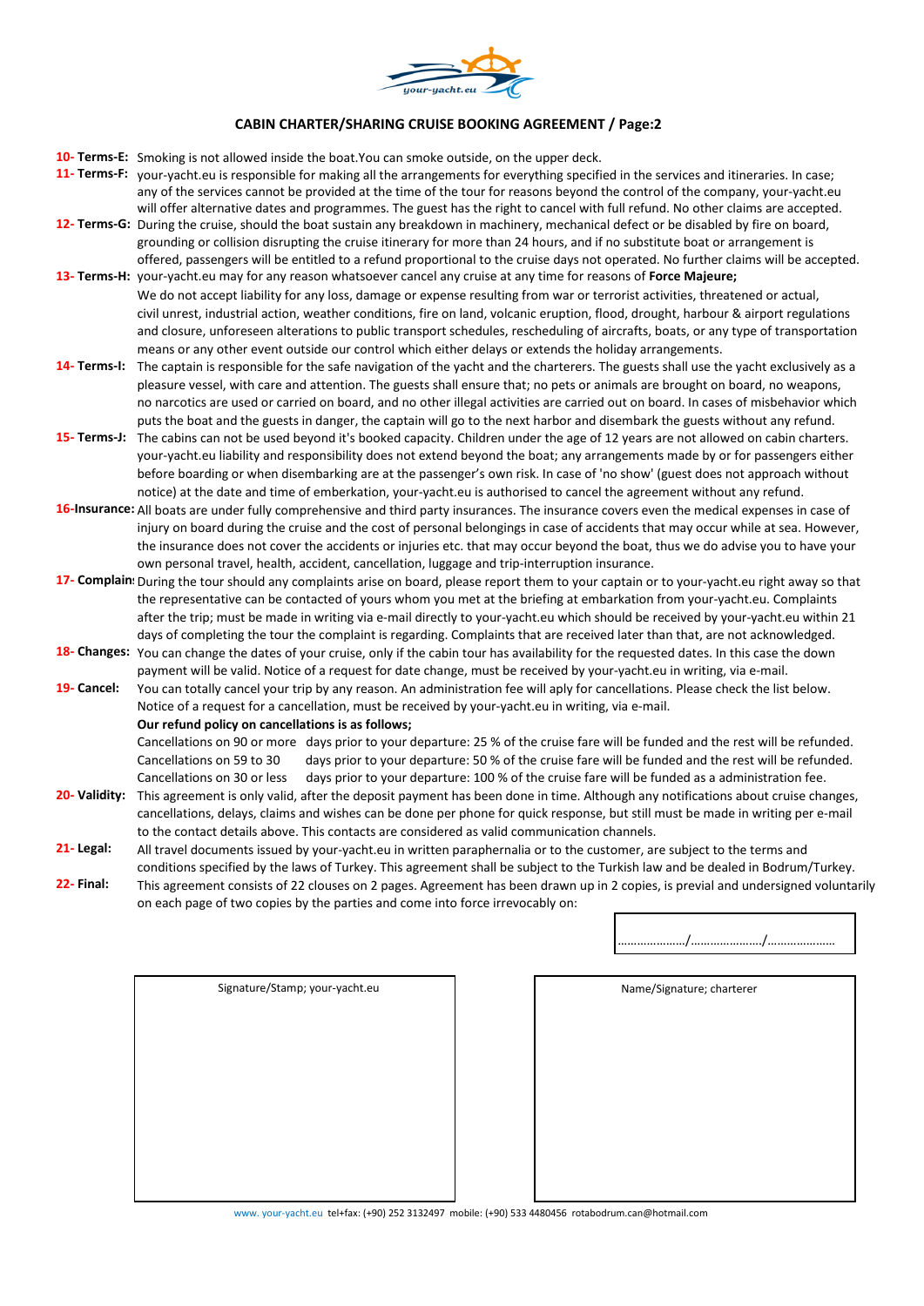## CABIN CHARTER/SHARING CRUISE BOOKING AGREEMENT / Page:2

**10- Terms-E:** Smoking is not allowed inside the boat.You can smoke outside, on the upper deck.

**11- Terms-F:** your-yacht.eu is responsible for making all the arrangements for everything specified in the services and itineraries. In case; any of the services cannot be provided at the time of the tour for reasons beyond the control of the company, your-yacht.eu will offer alternative dates and programmes. The guest has the right to cancel with full refund. No other claims are accepted.

**12- Terms-G:** During the cruise, should the boat sustain any breakdown in machinery, mechanical defect or be disabled by fire on board, grounding or collision disrupting the cruise itinerary for more than 24 hours, and if no substitute boat or arrangement is offered, passengers will be entitled to a refund proportional to the cruise days not operated. No further claims will be accepted.

**13- Terms-H:** your-yacht.eu may for any reason whatsoever cancel any cruise at any time for reasons of **Force Majeure;**
We do not accept liability for any loss, damage or expense resulting from war or terrorist activities, threatened or actual, civil unrest, industrial action, weather conditions, fire on land, volcanic eruption, flood, drought, harbour & airport regulations and closure, unforeseen alterations to public transport schedules, rescheduling of aircrafts, boats, or any type of transportation means or any other event outside our control which either delays or extends the holiday arrangements.

**14- Terms-I:** The captain is responsible for the safe navigation of the yacht and the charterers. The guests shall use the yacht exclusively as a pleasure vessel, with care and attention. The guests shall ensure that; no pets or animals are brought on board, no weapons, no narcotics are used or carried on board, and no other illegal activities are carried out on board. In cases of misbehavior which puts the boat and the guests in danger, the captain will go to the next harbor and disembark the guests without any refund.

**15- Terms-J:** The cabins can not be used beyond it's booked capacity. Children under the age of 12 years are not allowed on cabin charters. your-yacht.eu liability and responsibility does not extend beyond the boat; any arrangements made by or for passengers either before boarding or when disembarking are at the passenger's own risk. In case of 'no show' (guest does not approach without notice) at the date and time of emberkation, your-yacht.eu is authorised to cancel the agreement without any refund.

**16-Insurance:** All boats are under fully comprehensive and third party insurances. The insurance covers even the medical expenses in case of injury on board during the cruise and the cost of personal belongings in case of accidents that may occur while at sea. However, the insurance does not cover the accidents or injuries etc. that may occur beyond the boat, thus we do advise you to have your own personal travel, health, accident, cancellation, luggage and trip-interruption insurance.

**17- Complain:** During the tour should any complaints arise on board, please report them to your captain or to your-yacht.eu right away so that the representative can be contacted of yours whom you met at the briefing at embarkation from your-yacht.eu. Complaints after the trip; must be made in writing via e-mail directly to your-yacht.eu which should be received by your-yacht.eu within 21 days of completing the tour the complaint is regarding. Complaints that are received later than that, are not acknowledged.

**18- Changes:** You can change the dates of your cruise, only if the cabin tour has availability for the requested dates. In this case the down payment will be valid. Notice of a request for date change, must be received by your-yacht.eu in writing, via e-mail.

**19- Cancel:** You can totally cancel your trip by any reason. An administration fee will aply for cancellations. Please check the list below. Notice of a request for a cancellation, must be received by your-yacht.eu in writing, via e-mail.

**Our refund policy on cancellations is as follows;**

Cancellations on 90 or more days prior to your departure: 25 % of the cruise fare will be funded and the rest will be refunded.
Cancellations on 59 to 30 days prior to your departure: 50 % of the cruise fare will be funded and the rest will be refunded.
Cancellations on 30 or less days prior to your departure: 100 % of the cruise fare will be funded as a administration fee.

**20- Validity:** This agreement is only valid, after the deposit payment has been done in time. Although any notifications about cruise changes, cancellations, delays, claims and wishes can be done per phone for quick response, but still must be made in writing per e-mail to the contact details above. This contacts are considered as valid communication channels.

**21- Legal:** All travel documents issued by your-yacht.eu in written paraphernalia or to the customer, are subject to the terms and conditions specified by the laws of Turkey. This agreement shall be subject to the Turkish law and be dealed in Bodrum/Turkey.

**22- Final:** This agreement consists of 22 clouses on 2 pages. Agreement has been drawn up in 2 copies, is previal and undersigned voluntarily on each page of two copies by the parties and come into force irrevocably on:

…………………/…………………/…………………

Signature/Stamp; your-yacht.eu

Name/Signature; charterer

www. your-yacht.eu tel+fax: (+90) 252 3132497 mobile: (+90) 533 4480456 rotabodrum.can@hotmail.com